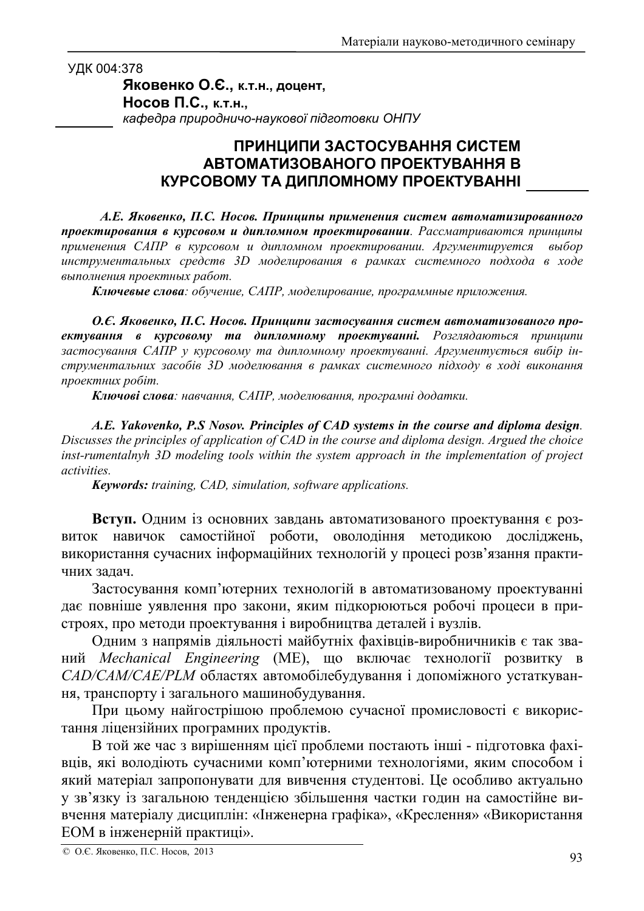УДК 004:378

**Яковенко О.Є., к.т.н., доцент,**
**Носов П.С., к.т.н.,**
*кафедра природничо-наукової підготовки ОНПУ*

# ПРИНЦИПИ ЗАСТОСУВАННЯ СИСТЕМ АВТОМАТИЗОВАНОГО ПРОЕКТУВАННЯ В КУРСОВОМУ ТА ДИПЛОМНОМУ ПРОЕКТУВАННІ

***А.Е. Яковенко, П.С. Носов. Принципы применения систем автоматизированного проектирования в курсовом и дипломном проектировании****. Рассматриваются принципы применения САПР в курсовом и дипломном проектировании. Аргументируется выбор инструментальных средств 3D моделирования в рамках системного подхода в ходе выполнения проектных работ.*

***Ключевые слова****: обучение, САПР, моделирование, программные приложения.*

***О.Є. Яковенко, П.С. Носов. Принципи застосування систем автоматизованого проектування в курсовому та дипломному проектуванні.*** *Розглядаються принципи застосування САПР у курсовому та дипломному проектуванні. Аргументується вибір інструментальних засобів 3D моделювання в рамках системного підходу в ході виконання проектних робіт.*

***Ключові слова****: навчання, САПР, моделювання, програмні додатки.*

***A.E. Yakovenko, P.S Nosov. Principles of CAD systems in the course and diploma design****. Discusses the principles of application of CAD in the course and diploma design. Argued the choice inst-rumentalnyh 3D modeling tools within the system approach in the implementation of project activities.*

***Keywords:*** *training, CAD, simulation, software applications.*

**Вступ.** Одним із основних завдань автоматизованого проектування є розвиток навичок самостійної роботи, оволодіння методикою досліджень, використання сучасних інформаційних технологій у процесі розв'язання практичних задач.

Застосування комп'ютерних технологій в автоматизованому проектуванні дає повніше уявлення про закони, яким підкорюються робочі процеси в пристроях, про методи проектування і виробництва деталей і вузлів.

Одним з напрямів діяльності майбутніх фахівців-виробничників є так званий *Mechanical Engineering* (ME), що включає технології розвитку в *CAD/CAM/CAE/PLM* областях автомобілебудування і допоміжного устаткування, транспорту і загального машинобудування.

При цьому найгострішою проблемою сучасної промисловості є використання ліцензійних програмних продуктів.

В той же час з вирішенням цієї проблеми постають інші - підготовка фахівців, які володіють сучасними комп'ютерними технологіями, яким способом і який матеріал запропонувати для вивчення студентові. Це особливо актуально у зв'язку із загальною тенденцією збільшення частки годин на самостійне вивчення матеріалу дисциплін: «Інженерна графіка», «Креслення» «Використання ЕОМ в інженерній практиці».

© О.Є. Яковенко, П.С. Носов, 2013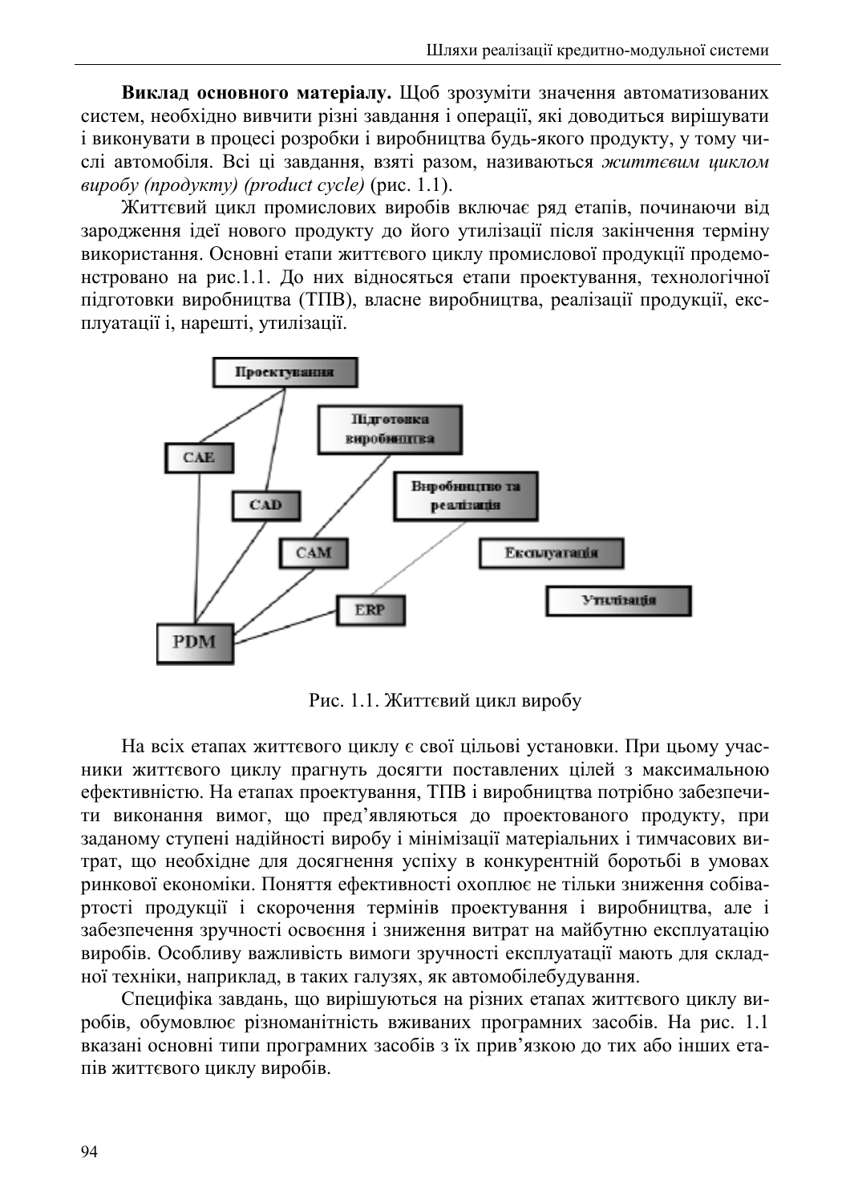**Виклад основного матеріалу.** Щоб зрозуміти значення автоматизованих систем, необхідно вивчити різні завдання і операції, які доводиться вирішувати і виконувати в процесі розробки і виробництва будь-якого продукту, у тому числі автомобіля. Всі ці завдання, взяті разом, називаються *життєвим циклом виробу (продукту) (product cycle)* (рис. 1.1).

Життєвий цикл промислових виробів включає ряд етапів, починаючи від зародження ідеї нового продукту до його утилізації після закінчення терміну використання. Основні етапи життєвого циклу промислової продукції продемонстровано на рис.1.1. До них відносяться етапи проектування, технологічної підготовки виробництва (ТПВ), власне виробництва, реалізації продукції, експлуатації і, нарешті, утилізації.

Проектування

Підготовка виробництва

Виробництво та реалізація

Експлуатація

Утилізація

CAE

CAD

CAM

ERP

PDM

Рис. 1.1. Життєвий цикл виробу

На всіх етапах життєвого циклу є свої цільові установки. При цьому учасники життєвого циклу прагнуть досягти поставлених цілей з максимальною ефективністю. На етапах проектування, ТПВ і виробництва потрібно забезпечити виконання вимог, що пред’являються до проектованого продукту, при заданому ступені надійності виробу і мінімізації матеріальних і тимчасових витрат, що необхідне для досягнення успіху в конкурентній боротьбі в умовах ринкової економіки. Поняття ефективності охоплює не тільки зниження собівартості продукції і скорочення термінів проектування і виробництва, але і забезпечення зручності освоєння і зниження витрат на майбутню експлуатацію виробів. Особливу важливість вимоги зручності експлуатації мають для складної техніки, наприклад, в таких галузях, як автомобілебудування.

Специфіка завдань, що вирішуються на різних етапах життєвого циклу виробів, обумовлює різноманітність вживаних програмних засобів. На рис. 1.1 вказані основні типи програмних засобів з їх прив’язкою до тих або інших етапів життєвого циклу виробів.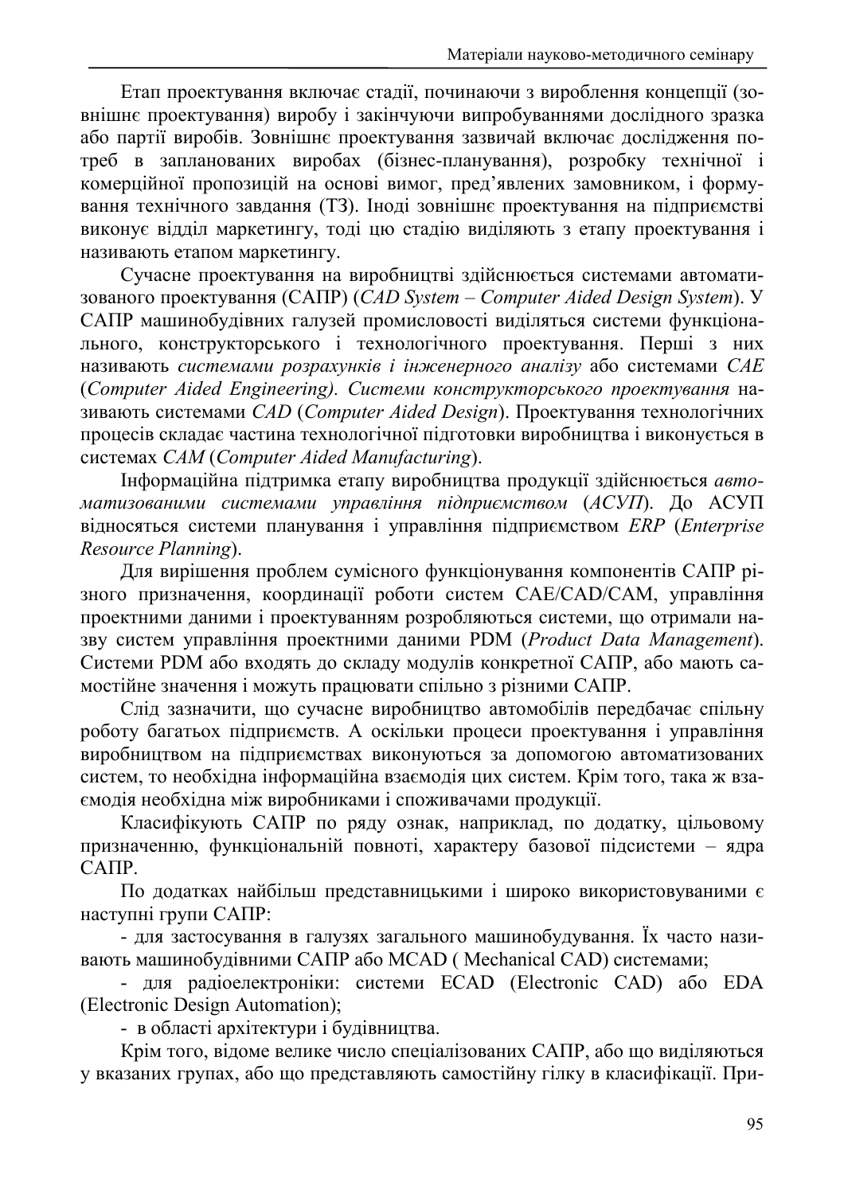Етап проектування включає стадії, починаючи з вироблення концепції (зовнішнє проектування) виробу і закінчуючи випробуваннями дослідного зразка або партії виробів. Зовнішнє проектування зазвичай включає дослідження потреб в запланованих виробах (бізнес-планування), розробку технічної і комерційної пропозицій на основі вимог, пред'явлених замовником, і формування технічного завдання (ТЗ). Іноді зовнішнє проектування на підприємстві виконує відділ маркетингу, тоді цю стадію виділяють з етапу проектування і називають етапом маркетингу.

Сучасне проектування на виробництві здійснюється системами автоматизованого проектування (САПР) (*CAD System – Computer Aided Design System*). У САПР машинобудівних галузей промисловості виділяться системи функціонального, конструкторського і технологічного проектування. Перші з них називають *системами розрахунків і інженерного аналізу* або системами *CAE* (*Computer Aided Engineering). Системи конструкторського проектування* називають системами *CAD* (*Computer Aided Design*). Проектування технологічних процесів складає частина технологічної підготовки виробництва і виконується в системах *CAM* (*Computer Aided Manufacturing*).

Інформаційна підтримка етапу виробництва продукції здійснюється *автоматизованими системами управління підприємством* (*АСУП*). До АСУП відносяться системи планування і управління підприємством *ERP* (*Enterprise Resource Planning*).

Для вирішення проблем сумісного функціонування компонентів САПР різного призначення, координації роботи систем CAE/CAD/CAM, управління проектними даними і проектуванням розробляються системи, що отримали назву систем управління проектними даними PDM (*Product Data Management*). Системи PDM або входять до складу модулів конкретної САПР, або мають самостійне значення і можуть працювати спільно з різними САПР.

Слід зазначити, що сучасне виробництво автомобілів передбачає спільну роботу багатьох підприємств. А оскільки процеси проектування і управління виробництвом на підприємствах виконуються за допомогою автоматизованих систем, то необхідна інформаційна взаємодія цих систем. Крім того, така ж взаємодія необхідна між виробниками і споживачами продукції.

Класифікують САПР по ряду ознак, наприклад, по додатку, цільовому призначенню, функціональній повноті, характеру базової підсистеми – ядра САПР.

По додатках найбільш представницькими і широко використовуваними є наступні групи САПР:

- для застосування в галузях загального машинобудування. Їх часто називають машинобудівними САПР або MCAD ( Mechanical CAD) системами;
- для радіоелектроніки: системи ECAD (Electronic CAD) або EDA (Electronic Design Automation);
- в області архітектури і будівництва.

Крім того, відоме велике число спеціалізованих САПР, або що виділяються у вказаних групах, або що представляють самостійну гілку в класифікації. При-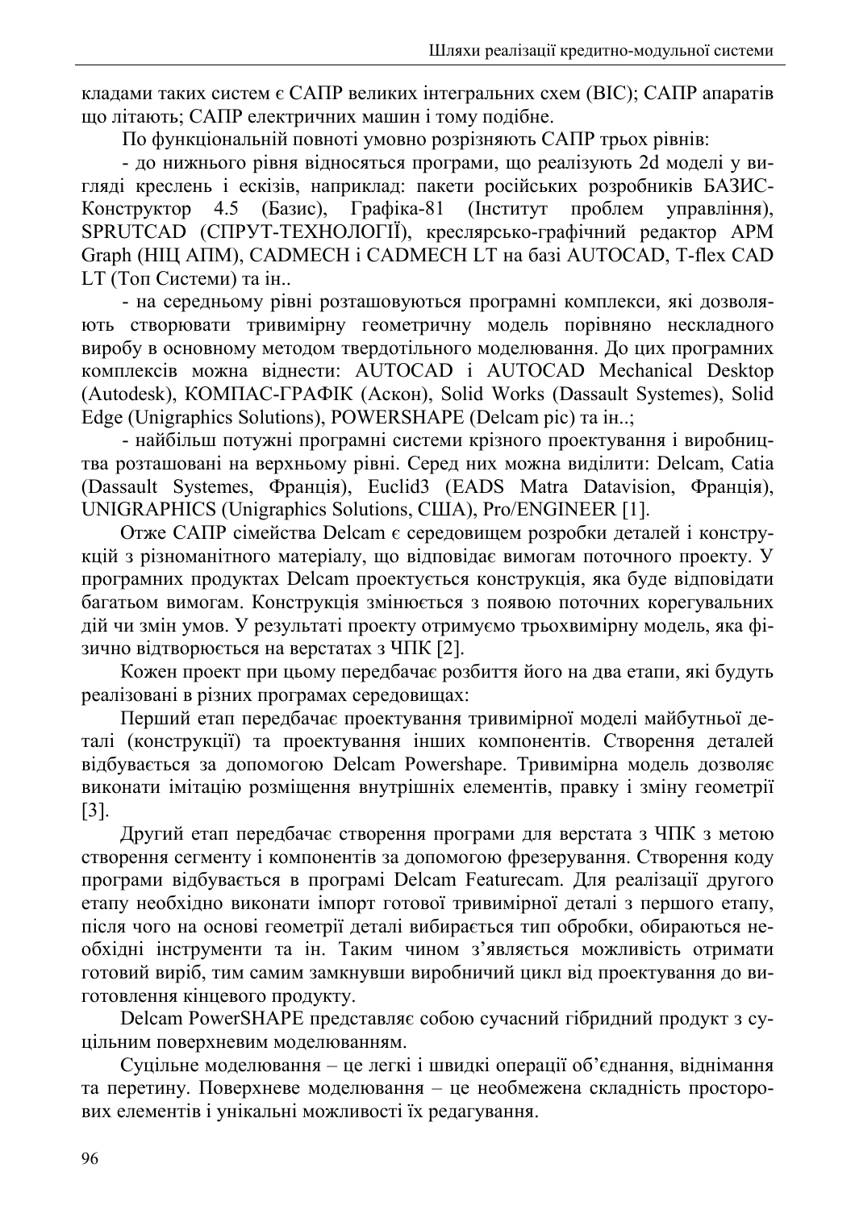кладами таких систем є САПР великих інтегральних схем (ВІС); САПР апаратів що літають; САПР електричних машин і тому подібне.

По функціональній повноті умовно розрізняють САПР трьох рівнів:

- до нижнього рівня відносяться програми, що реалізують 2d моделі у вигляді креслень і ескізів, наприклад: пакети російських розробників БАЗИС-Конструктор 4.5 (Базис), Графіка-81 (Інститут проблем управління), SPRUTCAD (СПРУТ-ТЕХНОЛОГІЇ), креслярсько-графічний редактор АPM Graph (НІЦ АПМ), CADMECH і CADMECH LT на базі AUTOCAD, T-flex CAD LT (Топ Системи) та ін..

- на середньому рівні розташовуються програмні комплекси, які дозволяють створювати тривимірну геометричну модель порівняно нескладного виробу в основному методом твердотільного моделювання. До цих програмних комплексів можна віднести: AUTOCAD і AUTOCAD Mechanical Desktop (Autodesk), КОМПАС-ГРАФІК (Аскон), Solid Works (Dassault Systemes), Solid Edge (Unigraphics Solutions), POWERSHAPE (Delcam pic) та ін..;

- найбільш потужні програмні системи крізного проектування і виробництва розташовані на верхньому рівні. Серед них можна виділити: Delcam, Catia (Dassault Systemes, Франція), Euclid3 (EADS Matra Datavision, Франція), UNIGRAPHICS (Unigraphics Solutions, США), Pro/ENGINEER [1].

Отже САПР сімейства Delcam є середовищем розробки деталей і конструкцій з різноманітного матеріалу, що відповідає вимогам поточного проекту. У програмних продуктах Delcam проектується конструкція, яка буде відповідати багатьом вимогам. Конструкція змінюється з появою поточних корегувальних дій чи змін умов. У результаті проекту отримуємо трьохвимірну модель, яка фізично відтворюється на верстатах з ЧПК [2].

Кожен проект при цьому передбачає розбиття його на два етапи, які будуть реалізовані в різних програмах середовищах:

Перший етап передбачає проектування тривимірної моделі майбутньої деталі (конструкції) та проектування інших компонентів. Створення деталей відбувається за допомогою Delcam Powershape. Тривимірна модель дозволяє виконати імітацію розміщення внутрішніх елементів, правку і зміну геометрії [3].

Другий етап передбачає створення програми для верстата з ЧПК з метою створення сегменту і компонентів за допомогою фрезерування. Створення коду програми відбувається в програмі Delcam Featurecam. Для реалізації другого етапу необхідно виконати імпорт готової тривимірної деталі з першого етапу, після чого на основі геометрії деталі вибирається тип обробки, обираються необхідні інструменти та ін. Таким чином з'являється можливість отримати готовий виріб, тим самим замкнувши виробничий цикл від проектування до виготовлення кінцевого продукту.

Delcam PowerSHAPE представляє собою сучасний гібридний продукт з суцільним поверхневим моделюванням.

Суцільне моделювання – це легкі і швидкі операції об'єднання, віднімання та перетину. Поверхневе моделювання – це необмежена складність просторових елементів і унікальні можливості їх редагування.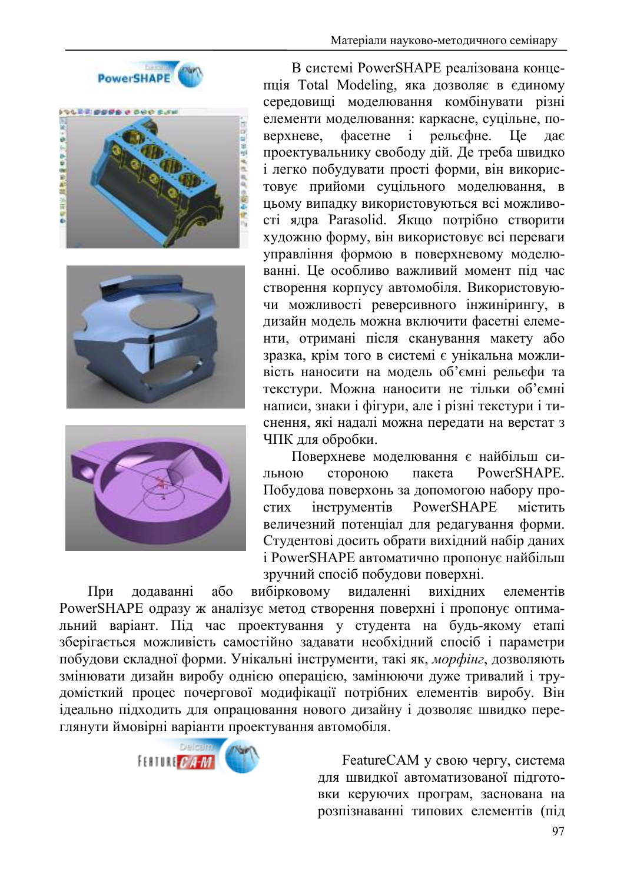В системі PowerSHAPE реалізована концепція Total Modeling, яка дозволяє в єдиному середовищі моделювання комбінувати різні елементи моделювання: каркасне, суцільне, поверхневе, фасетне і рельєфне. Це дає проектувальнику свободу дій. Де треба швидко і легко побудувати прості форми, він використовує прийоми суцільного моделювання, в цьому випадку використовуються всі можливості ядра Parasolid. Якщо потрібно створити художню форму, він використовує всі переваги управління формою в поверхневому моделюванні. Це особливо важливий момент під час створення корпусу автомобіля. Використовуючи можливості реверсивного інжинірингу, в дизайн модель можна включити фасетні елементи, отримані після сканування макету або зразка, крім того в системі є унікальна можливість наносити на модель об'ємні рельєфи та текстури. Можна наносити не тільки об'ємні написи, знаки і фігури, але і різні текстури і тиснення, які надалі можна передати на верстат з ЧПК для обробки.

Поверхневе моделювання є найбільш сильною стороною пакета PowerSHAPE. Побудова поверхонь за допомогою набору простих інструментів PowerSHAPE містить величезний потенціал для редагування форми. Студентові досить обрати вихідний набір даних і PowerSHAPE автоматично пропонує найбільш зручний спосіб побудови поверхні.

При додаванні або вибірковому видаленні вихідних елементів PowerSHAPE одразу ж аналізує метод створення поверхні і пропонує оптимальний варіант. Під час проектування у студента на будь-якому етапі зберігається можливість самостійно задавати необхідний спосіб і параметри побудови складної форми. Унікальні інструменти, такі як, *морфінг*, дозволяють змінювати дизайн виробу однією операцією, замінюючи дуже тривалий і трудомісткий процес почергової модифікації потрібних елементів виробу. Він ідеально підходить для опрацювання нового дизайну і дозволяє швидко переглянути ймовірні варіанти проектування автомобіля.

FeatureCAM у свою чергу, система для швидкої автоматизованої підготовки керуючих програм, заснована на розпізнаванні типових елементів (під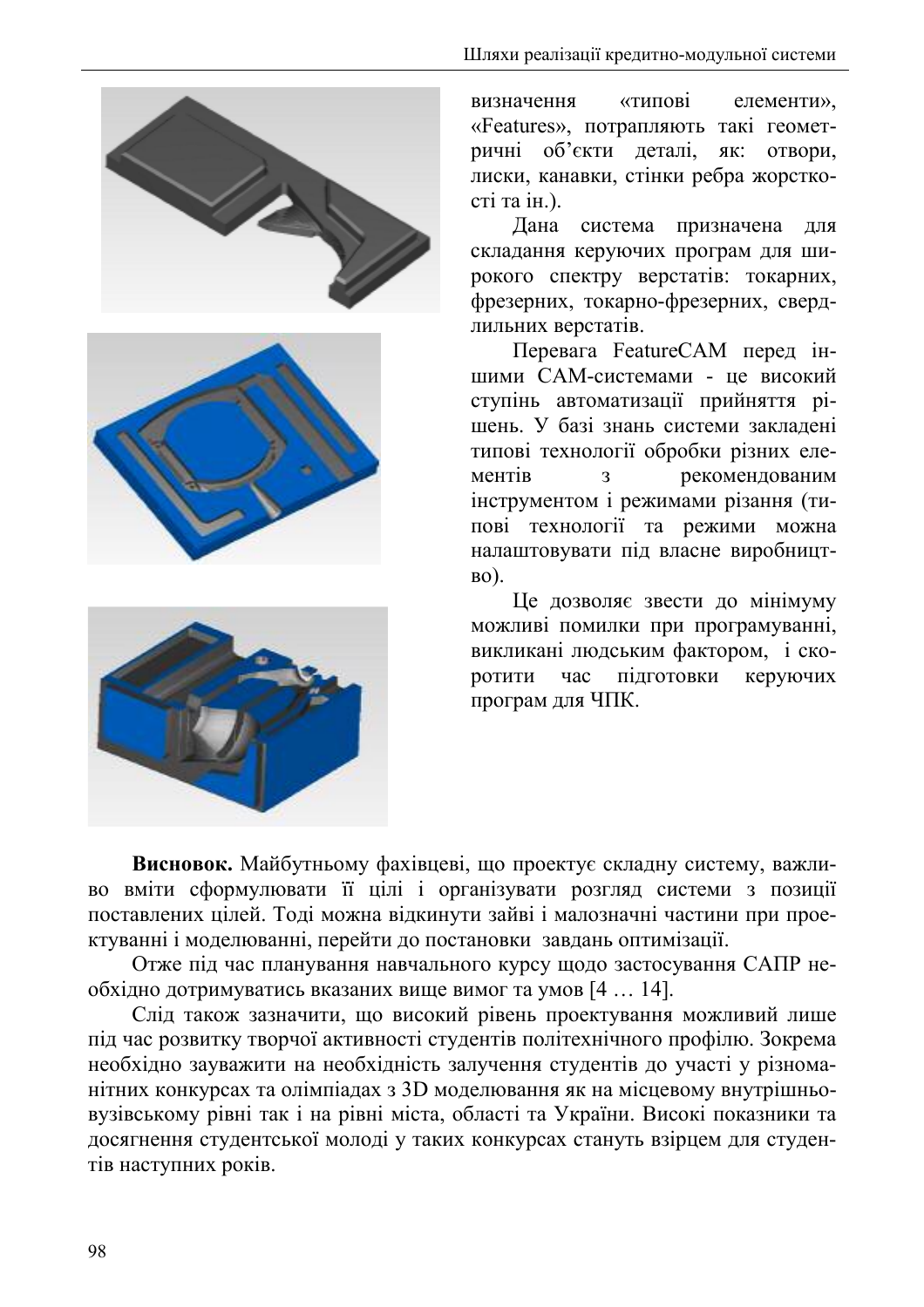визначення «типові елементи», «Features», потрапляють такі геометричні об'єкти деталі, як: отвори, лиски, канавки, стінки ребра жорсткості та ін.).

Дана система призначена для складання керуючих програм для широкого спектру верстатів: токарних, фрезерних, токарно-фрезерних, свердлильних верстатів.

Перевага FeatureCAM перед іншими CAM-системами - це високий ступінь автоматизації прийняття рішень. У базі знань системи закладені типові технології обробки різних елементів з рекомендованим інструментом і режимами різання (типові технології та режими можна налаштовувати під власне виробництво).

Це дозволяє звести до мінімуму можливі помилки при програмуванні, викликані людським фактором, і скоротити час підготовки керуючих програм для ЧПК.

**Висновок.** Майбутньому фахівцеві, що проектує складну систему, важливо вміти сформулювати її цілі і організувати розгляд системи з позиції поставлених цілей. Тоді можна відкинути зайві і малозначні частини при проектуванні і моделюванні, перейти до постановки завдань оптимізації.

Отже під час планування навчального курсу щодо застосування САПР необхідно дотримуватись вказаних вище вимог та умов [4 … 14].

Слід також зазначити, що високий рівень проектування можливий лише під час розвитку творчої активності студентів політехнічного профілю. Зокрема необхідно зауважити на необхідність залучення студентів до участі у різноманітних конкурсах та олімпіадах з 3D моделювання як на місцевому внутрішньовузівському рівні так і на рівні міста, області та України. Високі показники та досягнення студентської молоді у таких конкурсах стануть взірцем для студентів наступних років.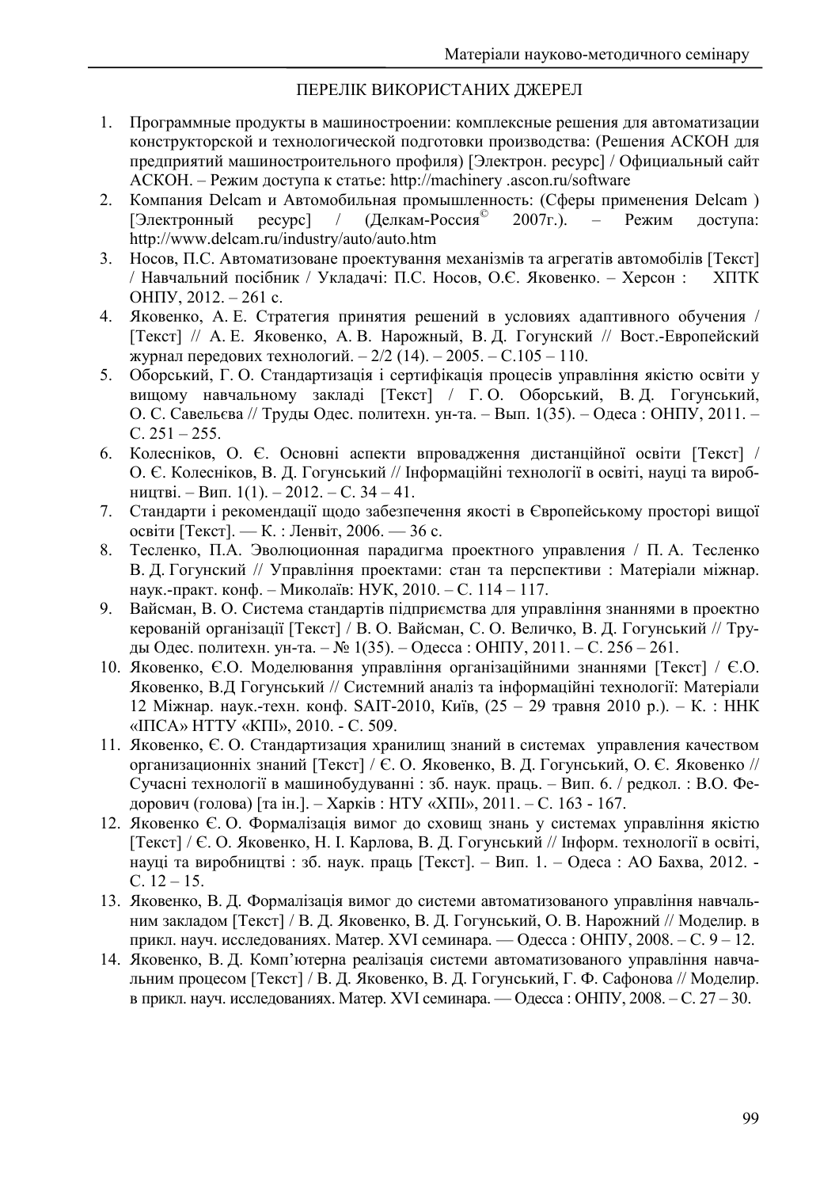## ПЕРЕЛІК ВИКОРИСТАНИХ ДЖЕРЕЛ

1. Программные продукты в машиностроении: комплексные решения для автоматизации конструкторской и технологической подготовки производства: (Решения АСКОН для предприятий машиностроительного профиля) [Электрон. ресурс] / Официальный сайт АСКОН. – Режим доступа к статье: http://machinery .ascon.ru/software
2. Компания Delcam и Автомобильная промышленность: (Сферы применения Delcam ) [Электронный ресурс] / (Делкам-Россия© 2007г.). – Режим доступа: http://www.delcam.ru/industry/auto/auto.htm
3. Носов, П.С. Автоматизоване проектування механізмів та агрегатів автомобілів [Текст] / Навчальний посібник / Укладачі: П.С. Носов, О.Є. Яковенко. – Херсон : ХПТК ОНПУ, 2012. – 261 с.
4. Яковенко, А. Е. Стратегия принятия решений в условиях адаптивного обучения / [Текст] // А. Е. Яковенко, А. В. Нарожный, В. Д. Гогунский // Вост.-Европейский журнал передових технологий. – 2/2 (14). – 2005. – С.105 – 110.
5. Оборський, Г. О. Стандартизація і сертифікація процесів управління якістю освіти у вищому навчальному закладі [Текст] / Г. О. Оборський, В. Д. Гогунський, О. С. Савельєва // Труды Одес. политехн. ун-та. – Вып. 1(35). – Одеса : ОНПУ, 2011. – С. 251 – 255.
6. Колесніков, О. Є. Основні аспекти впровадження дистанційної освіти [Текст] / О. Є. Колесніков, В. Д. Гогунський // Інформаційні технології в освіті, науці та виробництві. – Вип. 1(1). – 2012. – С. 34 – 41.
7. Стандарти і рекомендації щодо забезпечення якості в Європейському просторі вищої освіти [Текст]. — К. : Ленвіт, 2006. — 36 с.
8. Тесленко, П.А. Эволюционная парадигма проектного управления / П. А. Тесленко В. Д. Гогунский // Управління проектами: стан та перспективи : Матеріали міжнар. наук.-практ. конф. – Миколаїв: НУК, 2010. – С. 114 – 117.
9. Вайсман, В. О. Система стандартів підприємства для управління знаннями в проектно керованій організації [Текст] / В. О. Вайсман, С. О. Величко, В. Д. Гогунський // Труды Одес. политехн. ун-та. – № 1(35). – Одесса : ОНПУ, 2011. – С. 256 – 261.
10. Яковенко, Є.О. Моделювання управління організаційними знаннями [Текст] / Є.О. Яковенко, В.Д Гогунський // Системний аналіз та інформаційні технології: Матеріали 12 Міжнар. наук.-техн. конф. SAIT-2010, Київ, (25 – 29 травня 2010 р.). – К. : ННК «ІПСА» НТТУ «КПІ», 2010. - С. 509.
11. Яковенко, Є. О. Стандартизация хранилищ знаний в системах управления качеством организационніх знаний [Текст] / Є. О. Яковенко, В. Д. Гогунський, О. Є. Яковенко // Сучасні технології в машинобудуванні : зб. наук. праць. – Вип. 6. / редкол. : В.О. Федорович (голова) [та ін.]. – Харків : НТУ «ХПІ», 2011. – С. 163 - 167.
12. Яковенко Є. О. Формалізація вимог до сховищ знань у системах управління якістю [Текст] / Є. О. Яковенко, Н. І. Карлова, В. Д. Гогунський // Інформ. технології в освіті, науці та виробництві : зб. наук. праць [Текст]. – Вип. 1. – Одеса : АО Бахва, 2012. - С. 12 – 15.
13. Яковенко, В. Д. Формалізація вимог до системи автоматизованого управління навчальним закладом [Текст] / В. Д. Яковенко, В. Д. Гогунський, О. В. Нарожний // Моделир. в прикл. науч. исследованиях. Матер. XVI семинара. — Одесса : ОНПУ, 2008. – С. 9 – 12.
14. Яковенко, В. Д. Комп'ютерна реалізація системи автоматизованого управління навчальним процесом [Текст] / В. Д. Яковенко, В. Д. Гогунський, Г. Ф. Сафонова // Моделир. в прикл. науч. исследованиях. Матер. XVI семинара. — Одесса : ОНПУ, 2008. – С. 27 – 30.